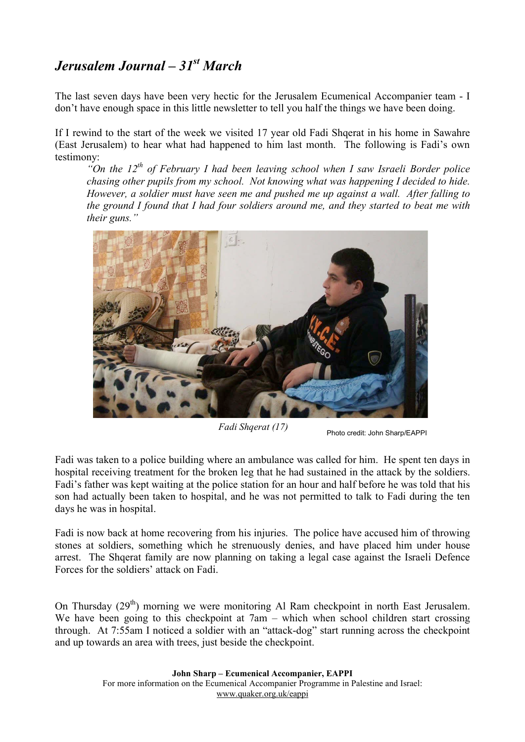# *Jerusalem Journal – 31st March*

The last seven days have been very hectic for the Jerusalem Ecumenical Accompanier team - I don't have enough space in this little newsletter to tell you half the things we have been doing.

If I rewind to the start of the week we visited 17 year old Fadi Shqerat in his home in Sawahre (East Jerusalem) to hear what had happened to him last month. The following is Fadi's own testimony:

> *"On the 12th of February I had been leaving school when I saw Israeli Border police chasing other pupils from my school. Not knowing what was happening I decided to hide. However, a soldier must have seen me and pushed me up against a wall. After falling to the ground I found that I had four soldiers around me, and they started to beat me with their guns."*

*Fadi Shqerat (17)*

Photo credit: John Sharp/EAPPI

Fadi was taken to a police building where an ambulance was called for him. He spent ten days in hospital receiving treatment for the broken leg that he had sustained in the attack by the soldiers. Fadi's father was kept waiting at the police station for an hour and half before he was told that his son had actually been taken to hospital, and he was not permitted to talk to Fadi during the ten days he was in hospital.

Fadi is now back at home recovering from his injuries. The police have accused him of throwing stones at soldiers, something which he strenuously denies, and have placed him under house arrest. The Shqerat family are now planning on taking a legal case against the Israeli Defence Forces for the soldiers' attack on Fadi.

On Thursday (29th) morning we were monitoring Al Ram checkpoint in north East Jerusalem. We have been going to this checkpoint at 7am – which when school children start crossing through. At 7:55am I noticed a soldier with an "attack-dog" start running across the checkpoint and up towards an area with trees, just beside the checkpoint.

**John Sharp – Ecumenical Accompanier, EAPPI**

For more information on the Ecumenical Accompanier Programme in Palestine and Israel:
www.quaker.org.uk/eappi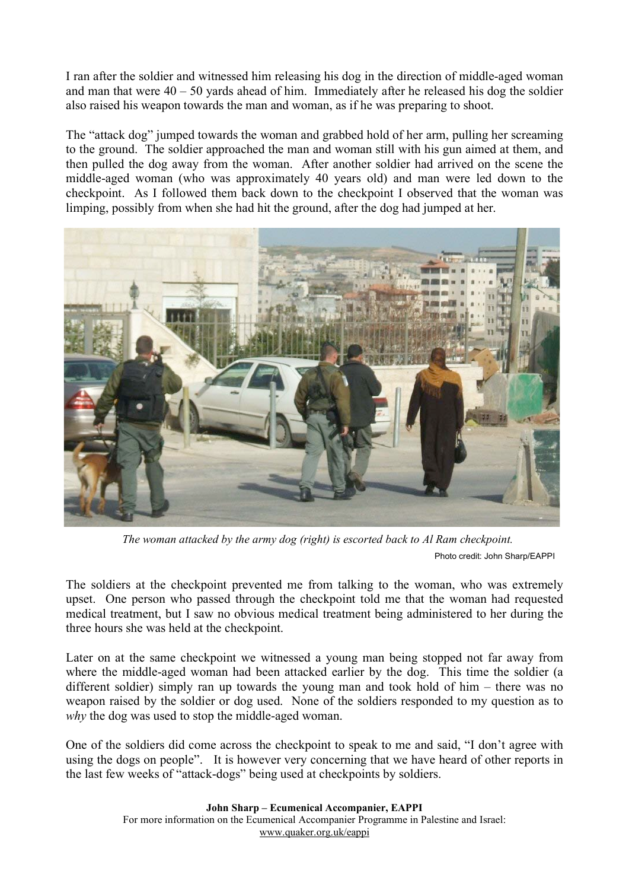I ran after the soldier and witnessed him releasing his dog in the direction of middle-aged woman and man that were 40 – 50 yards ahead of him. Immediately after he released his dog the soldier also raised his weapon towards the man and woman, as if he was preparing to shoot.

The "attack dog" jumped towards the woman and grabbed hold of her arm, pulling her screaming to the ground. The soldier approached the man and woman still with his gun aimed at them, and then pulled the dog away from the woman. After another soldier had arrived on the scene the middle-aged woman (who was approximately 40 years old) and man were led down to the checkpoint. As I followed them back down to the checkpoint I observed that the woman was limping, possibly from when she had hit the ground, after the dog had jumped at her.

*The woman attacked by the army dog (right) is escorted back to Al Ram checkpoint.*

Photo credit: John Sharp/EAPPI

The soldiers at the checkpoint prevented me from talking to the woman, who was extremely upset. One person who passed through the checkpoint told me that the woman had requested medical treatment, but I saw no obvious medical treatment being administered to her during the three hours she was held at the checkpoint.

Later on at the same checkpoint we witnessed a young man being stopped not far away from where the middle-aged woman had been attacked earlier by the dog. This time the soldier (a different soldier) simply ran up towards the young man and took hold of him – there was no weapon raised by the soldier or dog used. None of the soldiers responded to my question as to *why* the dog was used to stop the middle-aged woman.

One of the soldiers did come across the checkpoint to speak to me and said, "I don't agree with using the dogs on people". It is however very concerning that we have heard of other reports in the last few weeks of "attack-dogs" being used at checkpoints by soldiers.

**John Sharp – Ecumenical Accompanier, EAPPI**

For more information on the Ecumenical Accompanier Programme in Palestine and Israel:
www.quaker.org.uk/eappi